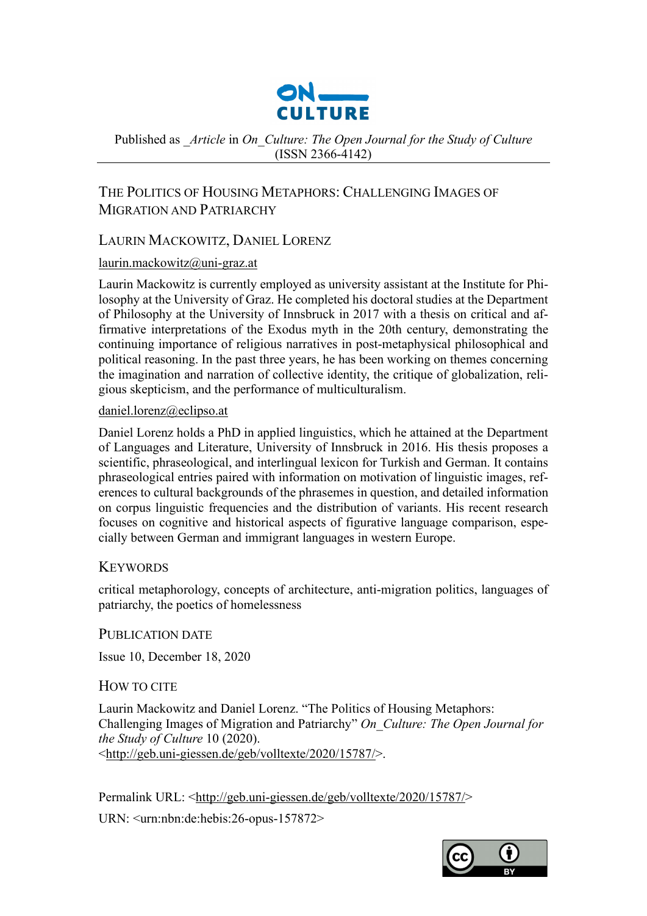Published as _*Article* in *On_Culture: The Open Journal for the Study of Culture* (ISSN 2366-4142)

# The Politics of Housing Metaphors: Challenging Images of Migration and Patriarchy

## Laurin Mackowitz, Daniel Lorenz

laurin.mackowitz@uni-graz.at

Laurin Mackowitz is currently employed as university assistant at the Institute for Philosophy at the University of Graz. He completed his doctoral studies at the Department of Philosophy at the University of Innsbruck in 2017 with a thesis on critical and affirmative interpretations of the Exodus myth in the 20th century, demonstrating the continuing importance of religious narratives in post-metaphysical philosophical and political reasoning. In the past three years, he has been working on themes concerning the imagination and narration of collective identity, the critique of globalization, religious skepticism, and the performance of multiculturalism.

daniel.lorenz@eclipso.at

Daniel Lorenz holds a PhD in applied linguistics, which he attained at the Department of Languages and Literature, University of Innsbruck in 2016. His thesis proposes a scientific, phraseological, and interlingual lexicon for Turkish and German. It contains phraseological entries paired with information on motivation of linguistic images, references to cultural backgrounds of the phrasemes in question, and detailed information on corpus linguistic frequencies and the distribution of variants. His recent research focuses on cognitive and historical aspects of figurative language comparison, especially between German and immigrant languages in western Europe.

## Keywords

critical metaphorology, concepts of architecture, anti-migration politics, languages of patriarchy, the poetics of homelessness

## Publication Date

Issue 10, December 18, 2020

## How to Cite

Laurin Mackowitz and Daniel Lorenz. "The Politics of Housing Metaphors: Challenging Images of Migration and Patriarchy" *On_Culture: The Open Journal for the Study of Culture* 10 (2020). <http://geb.uni-giessen.de/geb/volltexte/2020/15787/>.

Permalink URL: <http://geb.uni-giessen.de/geb/volltexte/2020/15787/>

URN: <urn:nbn:de:hebis:26-opus-157872>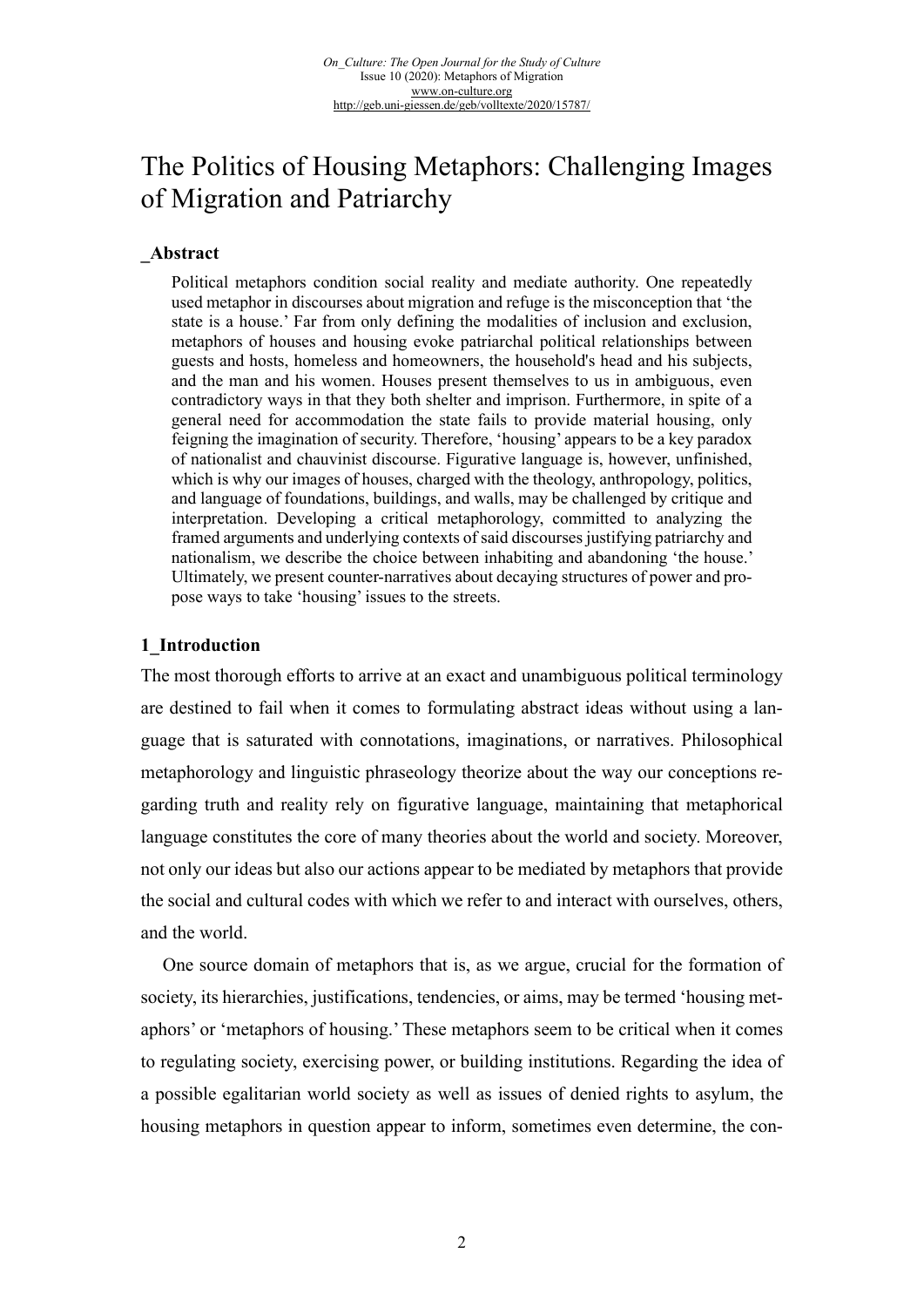# The Politics of Housing Metaphors: Challenging Images of Migration and Patriarchy

## _Abstract

> Political metaphors condition social reality and mediate authority. One repeatedly used metaphor in discourses about migration and refuge is the misconception that 'the state is a house.' Far from only defining the modalities of inclusion and exclusion, metaphors of houses and housing evoke patriarchal political relationships between guests and hosts, homeless and homeowners, the household's head and his subjects, and the man and his women. Houses present themselves to us in ambiguous, even contradictory ways in that they both shelter and imprison. Furthermore, in spite of a general need for accommodation the state fails to provide material housing, only feigning the imagination of security. Therefore, 'housing' appears to be a key paradox of nationalist and chauvinist discourse. Figurative language is, however, unfinished, which is why our images of houses, charged with the theology, anthropology, politics, and language of foundations, buildings, and walls, may be challenged by critique and interpretation. Developing a critical metaphorology, committed to analyzing the framed arguments and underlying contexts of said discourses justifying patriarchy and nationalism, we describe the choice between inhabiting and abandoning 'the house.' Ultimately, we present counter-narratives about decaying structures of power and propose ways to take 'housing' issues to the streets.

## 1_Introduction

The most thorough efforts to arrive at an exact and unambiguous political terminology are destined to fail when it comes to formulating abstract ideas without using a language that is saturated with connotations, imaginations, or narratives. Philosophical metaphorology and linguistic phraseology theorize about the way our conceptions regarding truth and reality rely on figurative language, maintaining that metaphorical language constitutes the core of many theories about the world and society. Moreover, not only our ideas but also our actions appear to be mediated by metaphors that provide the social and cultural codes with which we refer to and interact with ourselves, others, and the world.

One source domain of metaphors that is, as we argue, crucial for the formation of society, its hierarchies, justifications, tendencies, or aims, may be termed 'housing metaphors' or 'metaphors of housing.' These metaphors seem to be critical when it comes to regulating society, exercising power, or building institutions. Regarding the idea of a possible egalitarian world society as well as issues of denied rights to asylum, the housing metaphors in question appear to inform, sometimes even determine, the con-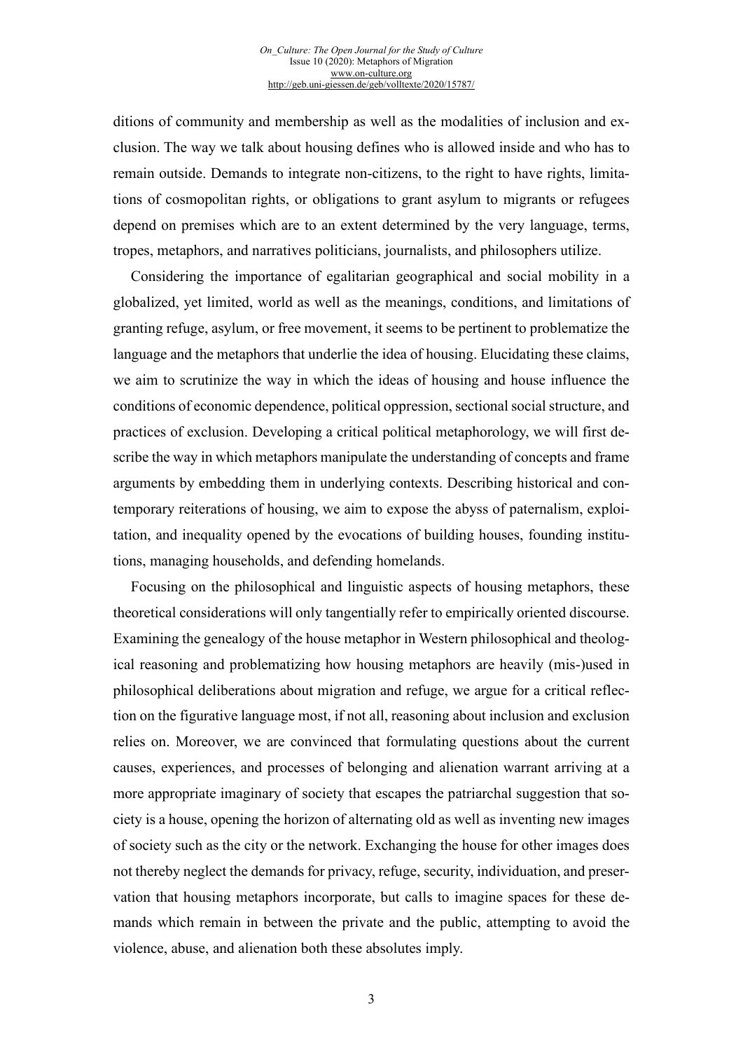ditions of community and membership as well as the modalities of inclusion and exclusion. The way we talk about housing defines who is allowed inside and who has to remain outside. Demands to integrate non-citizens, to the right to have rights, limitations of cosmopolitan rights, or obligations to grant asylum to migrants or refugees depend on premises which are to an extent determined by the very language, terms, tropes, metaphors, and narratives politicians, journalists, and philosophers utilize.

Considering the importance of egalitarian geographical and social mobility in a globalized, yet limited, world as well as the meanings, conditions, and limitations of granting refuge, asylum, or free movement, it seems to be pertinent to problematize the language and the metaphors that underlie the idea of housing. Elucidating these claims, we aim to scrutinize the way in which the ideas of housing and house influence the conditions of economic dependence, political oppression, sectional social structure, and practices of exclusion. Developing a critical political metaphorology, we will first describe the way in which metaphors manipulate the understanding of concepts and frame arguments by embedding them in underlying contexts. Describing historical and contemporary reiterations of housing, we aim to expose the abyss of paternalism, exploitation, and inequality opened by the evocations of building houses, founding institutions, managing households, and defending homelands.

Focusing on the philosophical and linguistic aspects of housing metaphors, these theoretical considerations will only tangentially refer to empirically oriented discourse. Examining the genealogy of the house metaphor in Western philosophical and theological reasoning and problematizing how housing metaphors are heavily (mis-)used in philosophical deliberations about migration and refuge, we argue for a critical reflection on the figurative language most, if not all, reasoning about inclusion and exclusion relies on. Moreover, we are convinced that formulating questions about the current causes, experiences, and processes of belonging and alienation warrant arriving at a more appropriate imaginary of society that escapes the patriarchal suggestion that society is a house, opening the horizon of alternating old as well as inventing new images of society such as the city or the network. Exchanging the house for other images does not thereby neglect the demands for privacy, refuge, security, individuation, and preservation that housing metaphors incorporate, but calls to imagine spaces for these demands which remain in between the private and the public, attempting to avoid the violence, abuse, and alienation both these absolutes imply.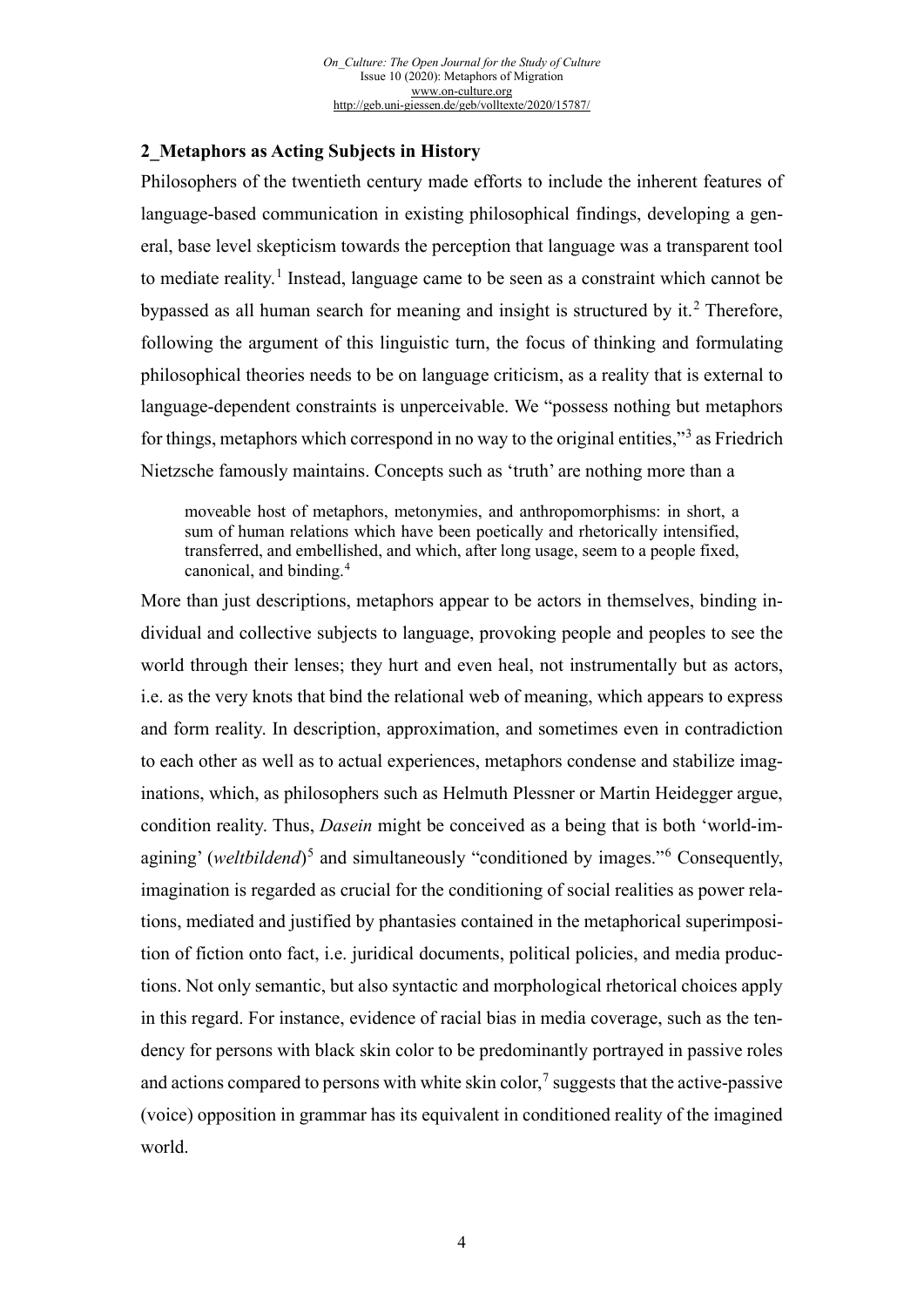## 2_Metaphors as Acting Subjects in History

Philosophers of the twentieth century made efforts to include the inherent features of language-based communication in existing philosophical findings, developing a general, base level skepticism towards the perception that language was a transparent tool to mediate reality.[1] Instead, language came to be seen as a constraint which cannot be bypassed as all human search for meaning and insight is structured by it.[2] Therefore, following the argument of this linguistic turn, the focus of thinking and formulating philosophical theories needs to be on language criticism, as a reality that is external to language-dependent constraints is unperceivable. We "possess nothing but metaphors for things, metaphors which correspond in no way to the original entities,"[3] as Friedrich Nietzsche famously maintains. Concepts such as 'truth' are nothing more than a

> moveable host of metaphors, metonymies, and anthropomorphisms: in short, a sum of human relations which have been poetically and rhetorically intensified, transferred, and embellished, and which, after long usage, seem to a people fixed, canonical, and binding.[4]

More than just descriptions, metaphors appear to be actors in themselves, binding individual and collective subjects to language, provoking people and peoples to see the world through their lenses; they hurt and even heal, not instrumentally but as actors, i.e. as the very knots that bind the relational web of meaning, which appears to express and form reality. In description, approximation, and sometimes even in contradiction to each other as well as to actual experiences, metaphors condense and stabilize imaginations, which, as philosophers such as Helmuth Plessner or Martin Heidegger argue, condition reality. Thus, *Dasein* might be conceived as a being that is both 'world-imagining' (*weltbildend*)[5] and simultaneously "conditioned by images."[6] Consequently, imagination is regarded as crucial for the conditioning of social realities as power relations, mediated and justified by phantasies contained in the metaphorical superimposition of fiction onto fact, i.e. juridical documents, political policies, and media productions. Not only semantic, but also syntactic and morphological rhetorical choices apply in this regard. For instance, evidence of racial bias in media coverage, such as the tendency for persons with black skin color to be predominantly portrayed in passive roles and actions compared to persons with white skin color,[7] suggests that the active-passive (voice) opposition in grammar has its equivalent in conditioned reality of the imagined world.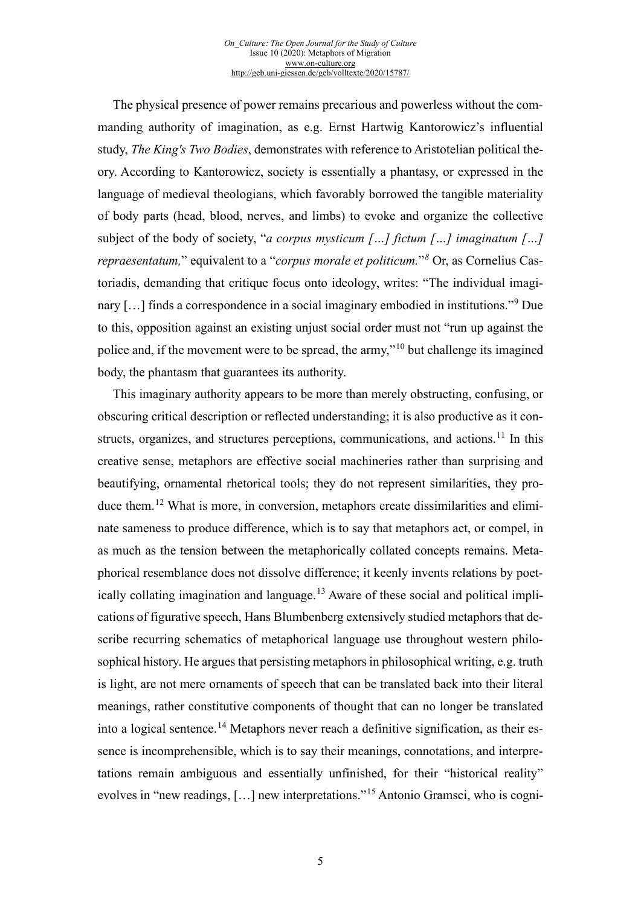The physical presence of power remains precarious and powerless without the commanding authority of imagination, as e.g. Ernst Hartwig Kantorowicz's influential study, *The King's Two Bodies*, demonstrates with reference to Aristotelian political theory. According to Kantorowicz, society is essentially a phantasy, or expressed in the language of medieval theologians, which favorably borrowed the tangible materiality of body parts (head, blood, nerves, and limbs) to evoke and organize the collective subject of the body of society, "*a corpus mysticum […] fictum […] imaginatum […] repraesentatum,*" equivalent to a "*corpus morale et politicum.*"[8] Or, as Cornelius Castoriadis, demanding that critique focus onto ideology, writes: "The individual imaginary […] finds a correspondence in a social imaginary embodied in institutions."[9] Due to this, opposition against an existing unjust social order must not "run up against the police and, if the movement were to be spread, the army,"[10] but challenge its imagined body, the phantasm that guarantees its authority.

This imaginary authority appears to be more than merely obstructing, confusing, or obscuring critical description or reflected understanding; it is also productive as it constructs, organizes, and structures perceptions, communications, and actions.[11] In this creative sense, metaphors are effective social machineries rather than surprising and beautifying, ornamental rhetorical tools; they do not represent similarities, they produce them.[12] What is more, in conversion, metaphors create dissimilarities and eliminate sameness to produce difference, which is to say that metaphors act, or compel, in as much as the tension between the metaphorically collated concepts remains. Metaphorical resemblance does not dissolve difference; it keenly invents relations by poetically collating imagination and language.[13] Aware of these social and political implications of figurative speech, Hans Blumenberg extensively studied metaphors that describe recurring schematics of metaphorical language use throughout western philosophical history. He argues that persisting metaphors in philosophical writing, e.g. truth is light, are not mere ornaments of speech that can be translated back into their literal meanings, rather constitutive components of thought that can no longer be translated into a logical sentence.[14] Metaphors never reach a definitive signification, as their essence is incomprehensible, which is to say their meanings, connotations, and interpretations remain ambiguous and essentially unfinished, for their "historical reality" evolves in "new readings, […] new interpretations."[15] Antonio Gramsci, who is cogni-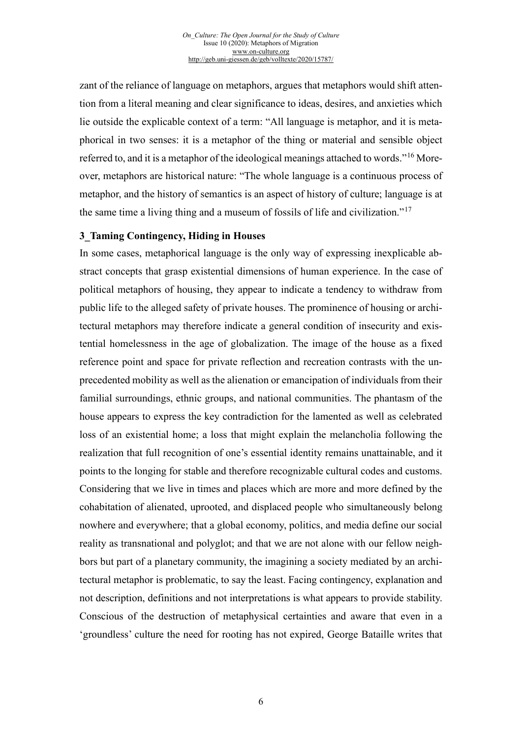zant of the reliance of language on metaphors, argues that metaphors would shift attention from a literal meaning and clear significance to ideas, desires, and anxieties which lie outside the explicable context of a term: "All language is metaphor, and it is metaphorical in two senses: it is a metaphor of the thing or material and sensible object referred to, and it is a metaphor of the ideological meanings attached to words."[16] Moreover, metaphors are historical nature: "The whole language is a continuous process of metaphor, and the history of semantics is an aspect of history of culture; language is at the same time a living thing and a museum of fossils of life and civilization."[17]

## 3_Taming Contingency, Hiding in Houses

In some cases, metaphorical language is the only way of expressing inexplicable abstract concepts that grasp existential dimensions of human experience. In the case of political metaphors of housing, they appear to indicate a tendency to withdraw from public life to the alleged safety of private houses. The prominence of housing or architectural metaphors may therefore indicate a general condition of insecurity and existential homelessness in the age of globalization. The image of the house as a fixed reference point and space for private reflection and recreation contrasts with the unprecedented mobility as well as the alienation or emancipation of individuals from their familial surroundings, ethnic groups, and national communities. The phantasm of the house appears to express the key contradiction for the lamented as well as celebrated loss of an existential home; a loss that might explain the melancholia following the realization that full recognition of one's essential identity remains unattainable, and it points to the longing for stable and therefore recognizable cultural codes and customs. Considering that we live in times and places which are more and more defined by the cohabitation of alienated, uprooted, and displaced people who simultaneously belong nowhere and everywhere; that a global economy, politics, and media define our social reality as transnational and polyglot; and that we are not alone with our fellow neighbors but part of a planetary community, the imagining a society mediated by an architectural metaphor is problematic, to say the least. Facing contingency, explanation and not description, definitions and not interpretations is what appears to provide stability. Conscious of the destruction of metaphysical certainties and aware that even in a 'groundless' culture the need for rooting has not expired, George Bataille writes that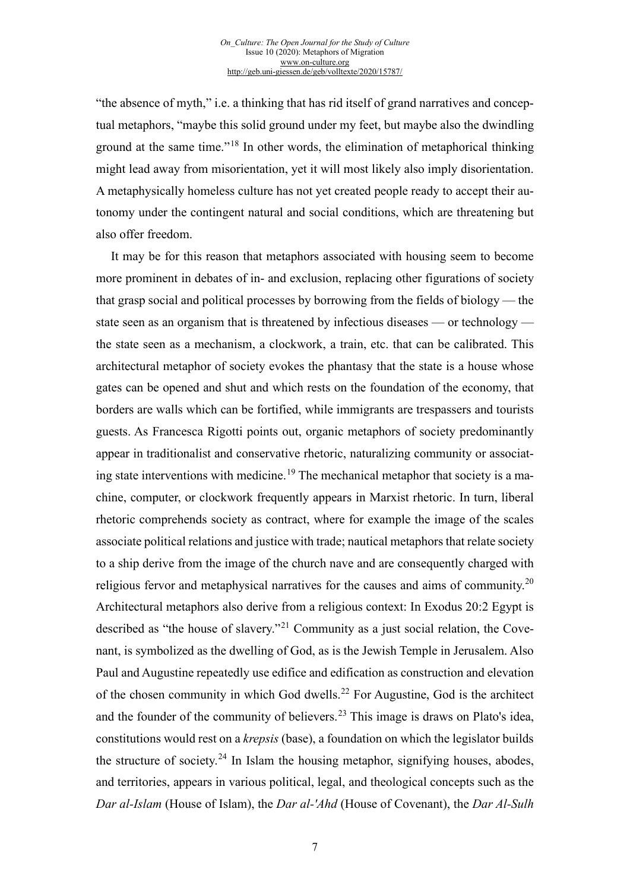"the absence of myth," i.e. a thinking that has rid itself of grand narratives and conceptual metaphors, "maybe this solid ground under my feet, but maybe also the dwindling ground at the same time."[18] In other words, the elimination of metaphorical thinking might lead away from misorientation, yet it will most likely also imply disorientation. A metaphysically homeless culture has not yet created people ready to accept their autonomy under the contingent natural and social conditions, which are threatening but also offer freedom.

It may be for this reason that metaphors associated with housing seem to become more prominent in debates of in- and exclusion, replacing other figurations of society that grasp social and political processes by borrowing from the fields of biology — the state seen as an organism that is threatened by infectious diseases — or technology — the state seen as a mechanism, a clockwork, a train, etc. that can be calibrated. This architectural metaphor of society evokes the phantasy that the state is a house whose gates can be opened and shut and which rests on the foundation of the economy, that borders are walls which can be fortified, while immigrants are trespassers and tourists guests. As Francesca Rigotti points out, organic metaphors of society predominantly appear in traditionalist and conservative rhetoric, naturalizing community or associating state interventions with medicine.[19] The mechanical metaphor that society is a machine, computer, or clockwork frequently appears in Marxist rhetoric. In turn, liberal rhetoric comprehends society as contract, where for example the image of the scales associate political relations and justice with trade; nautical metaphors that relate society to a ship derive from the image of the church nave and are consequently charged with religious fervor and metaphysical narratives for the causes and aims of community.[20] Architectural metaphors also derive from a religious context: In Exodus 20:2 Egypt is described as "the house of slavery."[21] Community as a just social relation, the Covenant, is symbolized as the dwelling of God, as is the Jewish Temple in Jerusalem. Also Paul and Augustine repeatedly use edifice and edification as construction and elevation of the chosen community in which God dwells.[22] For Augustine, God is the architect and the founder of the community of believers.[23] This image is draws on Plato's idea, constitutions would rest on a *krepsis* (base), a foundation on which the legislator builds the structure of society.[24] In Islam the housing metaphor, signifying houses, abodes, and territories, appears in various political, legal, and theological concepts such as the *Dar al-Islam* (House of Islam), the *Dar al-'Ahd* (House of Covenant), the *Dar Al-Sulh*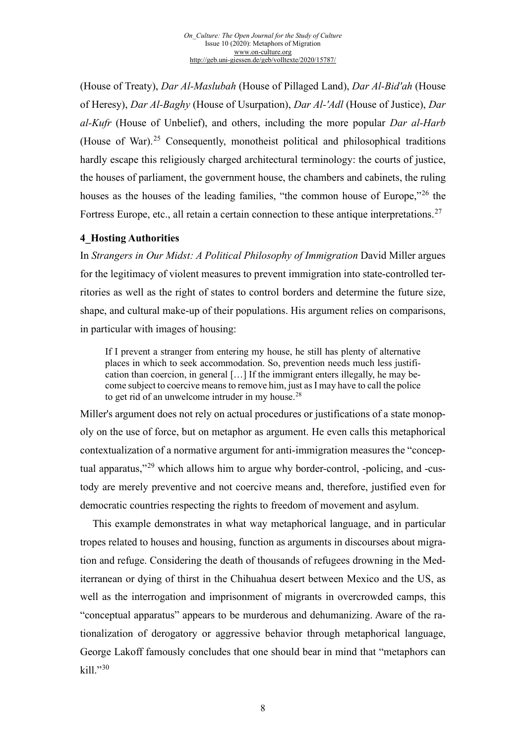(House of Treaty), *Dar Al-Maslubah* (House of Pillaged Land), *Dar Al-Bid'ah* (House of Heresy), *Dar Al-Baghy* (House of Usurpation), *Dar Al-'Adl* (House of Justice), *Dar al-Kufr* (House of Unbelief), and others, including the more popular *Dar al-Harb* (House of War).[25] Consequently, monotheist political and philosophical traditions hardly escape this religiously charged architectural terminology: the courts of justice, the houses of parliament, the government house, the chambers and cabinets, the ruling houses as the houses of the leading families, "the common house of Europe,"[26] the Fortress Europe, etc., all retain a certain connection to these antique interpretations.[27]

## 4_Hosting Authorities

In *Strangers in Our Midst: A Political Philosophy of Immigration* David Miller argues for the legitimacy of violent measures to prevent immigration into state-controlled territories as well as the right of states to control borders and determine the future size, shape, and cultural make-up of their populations. His argument relies on comparisons, in particular with images of housing:

> If I prevent a stranger from entering my house, he still has plenty of alternative places in which to seek accommodation. So, prevention needs much less justification than coercion, in general […] If the immigrant enters illegally, he may become subject to coercive means to remove him, just as I may have to call the police to get rid of an unwelcome intruder in my house.[28]

Miller's argument does not rely on actual procedures or justifications of a state monopoly on the use of force, but on metaphor as argument. He even calls this metaphorical contextualization of a normative argument for anti-immigration measures the "conceptual apparatus,"[29] which allows him to argue why border-control, -policing, and -custody are merely preventive and not coercive means and, therefore, justified even for democratic countries respecting the rights to freedom of movement and asylum.

This example demonstrates in what way metaphorical language, and in particular tropes related to houses and housing, function as arguments in discourses about migration and refuge. Considering the death of thousands of refugees drowning in the Mediterranean or dying of thirst in the Chihuahua desert between Mexico and the US, as well as the interrogation and imprisonment of migrants in overcrowded camps, this "conceptual apparatus" appears to be murderous and dehumanizing. Aware of the rationalization of derogatory or aggressive behavior through metaphorical language, George Lakoff famously concludes that one should bear in mind that "metaphors can kill."[30]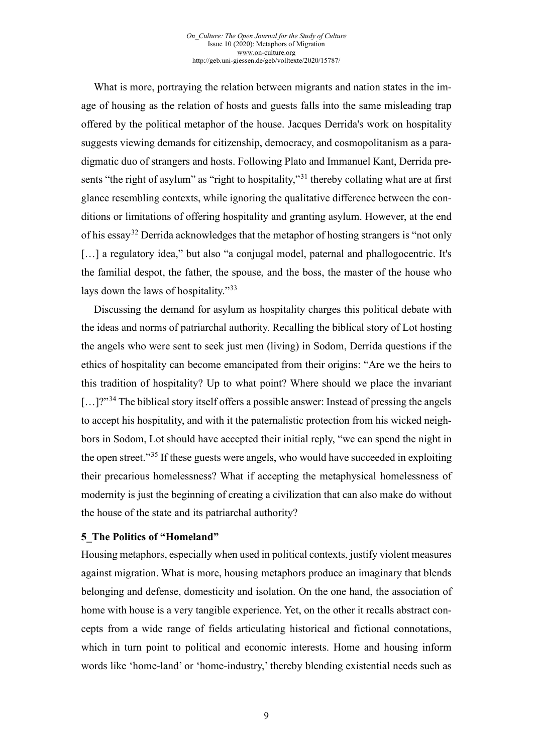What is more, portraying the relation between migrants and nation states in the image of housing as the relation of hosts and guests falls into the same misleading trap offered by the political metaphor of the house. Jacques Derrida's work on hospitality suggests viewing demands for citizenship, democracy, and cosmopolitanism as a paradigmatic duo of strangers and hosts. Following Plato and Immanuel Kant, Derrida presents "the right of asylum" as "right to hospitality,"[31] thereby collating what are at first glance resembling contexts, while ignoring the qualitative difference between the conditions or limitations of offering hospitality and granting asylum. However, at the end of his essay[32] Derrida acknowledges that the metaphor of hosting strangers is "not only […] a regulatory idea," but also "a conjugal model, paternal and phallogocentric. It's the familial despot, the father, the spouse, and the boss, the master of the house who lays down the laws of hospitality."[33]

Discussing the demand for asylum as hospitality charges this political debate with the ideas and norms of patriarchal authority. Recalling the biblical story of Lot hosting the angels who were sent to seek just men (living) in Sodom, Derrida questions if the ethics of hospitality can become emancipated from their origins: "Are we the heirs to this tradition of hospitality? Up to what point? Where should we place the invariant […]?"[34] The biblical story itself offers a possible answer: Instead of pressing the angels to accept his hospitality, and with it the paternalistic protection from his wicked neighbors in Sodom, Lot should have accepted their initial reply, "we can spend the night in the open street."[35] If these guests were angels, who would have succeeded in exploiting their precarious homelessness? What if accepting the metaphysical homelessness of modernity is just the beginning of creating a civilization that can also make do without the house of the state and its patriarchal authority?

## 5_The Politics of "Homeland"

Housing metaphors, especially when used in political contexts, justify violent measures against migration. What is more, housing metaphors produce an imaginary that blends belonging and defense, domesticity and isolation. On the one hand, the association of home with house is a very tangible experience. Yet, on the other it recalls abstract concepts from a wide range of fields articulating historical and fictional connotations, which in turn point to political and economic interests. Home and housing inform words like 'home-land' or 'home-industry,' thereby blending existential needs such as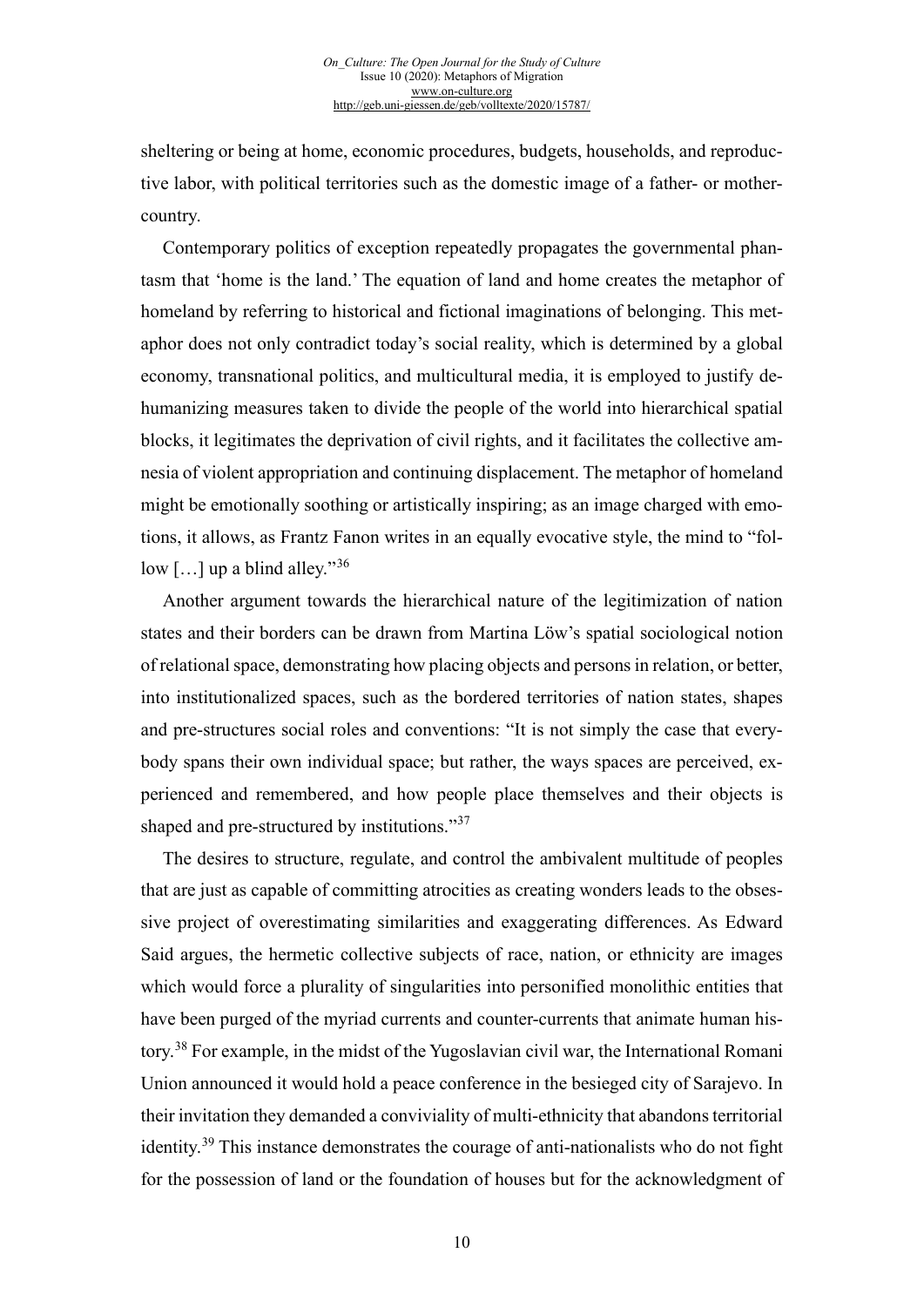sheltering or being at home, economic procedures, budgets, households, and reproductive labor, with political territories such as the domestic image of a father- or mother-country.

Contemporary politics of exception repeatedly propagates the governmental phantasm that 'home is the land.' The equation of land and home creates the metaphor of homeland by referring to historical and fictional imaginations of belonging. This metaphor does not only contradict today's social reality, which is determined by a global economy, transnational politics, and multicultural media, it is employed to justify dehumanizing measures taken to divide the people of the world into hierarchical spatial blocks, it legitimates the deprivation of civil rights, and it facilitates the collective amnesia of violent appropriation and continuing displacement. The metaphor of homeland might be emotionally soothing or artistically inspiring; as an image charged with emotions, it allows, as Frantz Fanon writes in an equally evocative style, the mind to "follow […] up a blind alley."[36]

Another argument towards the hierarchical nature of the legitimization of nation states and their borders can be drawn from Martina Löw's spatial sociological notion of relational space, demonstrating how placing objects and persons in relation, or better, into institutionalized spaces, such as the bordered territories of nation states, shapes and pre-structures social roles and conventions: "It is not simply the case that everybody spans their own individual space; but rather, the ways spaces are perceived, experienced and remembered, and how people place themselves and their objects is shaped and pre-structured by institutions."[37]

The desires to structure, regulate, and control the ambivalent multitude of peoples that are just as capable of committing atrocities as creating wonders leads to the obsessive project of overestimating similarities and exaggerating differences. As Edward Said argues, the hermetic collective subjects of race, nation, or ethnicity are images which would force a plurality of singularities into personified monolithic entities that have been purged of the myriad currents and counter-currents that animate human history.[38] For example, in the midst of the Yugoslavian civil war, the International Romani Union announced it would hold a peace conference in the besieged city of Sarajevo. In their invitation they demanded a conviviality of multi-ethnicity that abandons territorial identity.[39] This instance demonstrates the courage of anti-nationalists who do not fight for the possession of land or the foundation of houses but for the acknowledgment of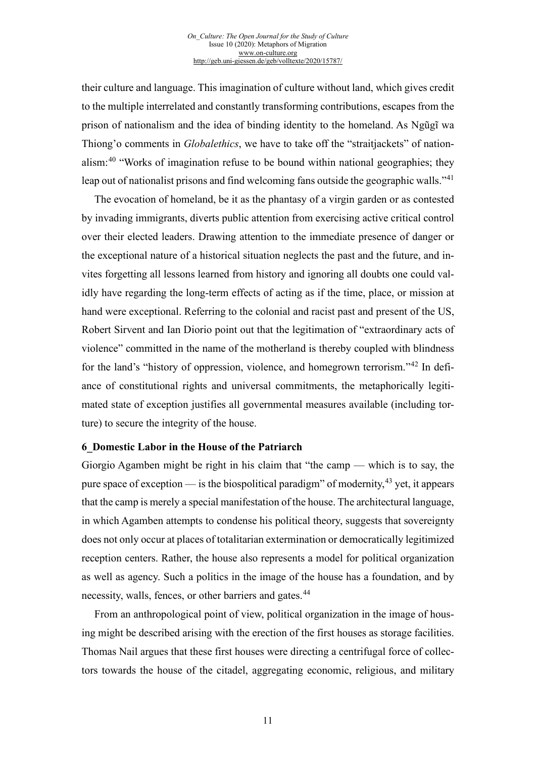their culture and language. This imagination of culture without land, which gives credit to the multiple interrelated and constantly transforming contributions, escapes from the prison of nationalism and the idea of binding identity to the homeland. As Ngũgĩ wa Thiong'o comments in *Globalethics*, we have to take off the "straitjackets" of nationalism:[40] "Works of imagination refuse to be bound within national geographies; they leap out of nationalist prisons and find welcoming fans outside the geographic walls."[41]

The evocation of homeland, be it as the phantasy of a virgin garden or as contested by invading immigrants, diverts public attention from exercising active critical control over their elected leaders. Drawing attention to the immediate presence of danger or the exceptional nature of a historical situation neglects the past and the future, and invites forgetting all lessons learned from history and ignoring all doubts one could validly have regarding the long-term effects of acting as if the time, place, or mission at hand were exceptional. Referring to the colonial and racist past and present of the US, Robert Sirvent and Ian Diorio point out that the legitimation of "extraordinary acts of violence" committed in the name of the motherland is thereby coupled with blindness for the land's "history of oppression, violence, and homegrown terrorism."[42] In defiance of constitutional rights and universal commitments, the metaphorically legitimated state of exception justifies all governmental measures available (including torture) to secure the integrity of the house.

### 6_Domestic Labor in the House of the Patriarch

Giorgio Agamben might be right in his claim that "the camp — which is to say, the pure space of exception — is the biospolitical paradigm" of modernity,[43] yet, it appears that the camp is merely a special manifestation of the house. The architectural language, in which Agamben attempts to condense his political theory, suggests that sovereignty does not only occur at places of totalitarian extermination or democratically legitimized reception centers. Rather, the house also represents a model for political organization as well as agency. Such a politics in the image of the house has a foundation, and by necessity, walls, fences, or other barriers and gates.[44]

From an anthropological point of view, political organization in the image of housing might be described arising with the erection of the first houses as storage facilities. Thomas Nail argues that these first houses were directing a centrifugal force of collectors towards the house of the citadel, aggregating economic, religious, and military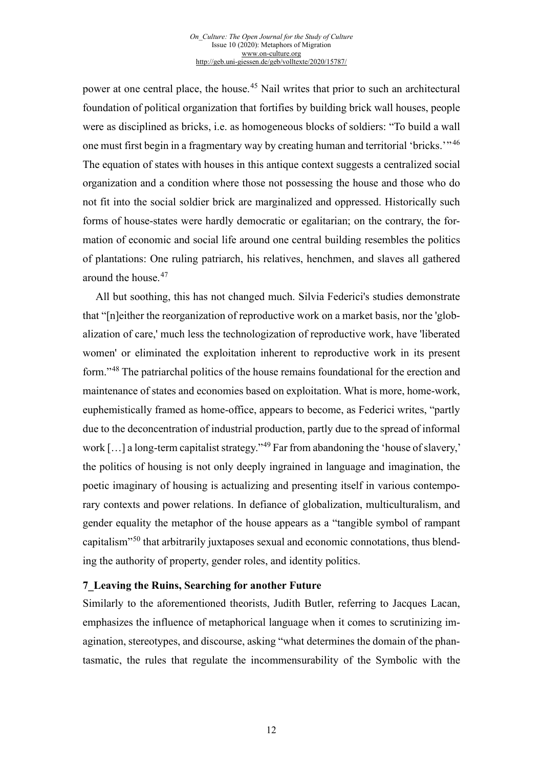power at one central place, the house.[45] Nail writes that prior to such an architectural foundation of political organization that fortifies by building brick wall houses, people were as disciplined as bricks, i.e. as homogeneous blocks of soldiers: “To build a wall one must first begin in a fragmentary way by creating human and territorial ‘bricks.’”[46] The equation of states with houses in this antique context suggests a centralized social organization and a condition where those not possessing the house and those who do not fit into the social soldier brick are marginalized and oppressed. Historically such forms of house-states were hardly democratic or egalitarian; on the contrary, the formation of economic and social life around one central building resembles the politics of plantations: One ruling patriarch, his relatives, henchmen, and slaves all gathered around the house.[47]

All but soothing, this has not changed much. Silvia Federici's studies demonstrate that “[n]either the reorganization of reproductive work on a market basis, nor the 'globalization of care,' much less the technologization of reproductive work, have 'liberated women' or eliminated the exploitation inherent to reproductive work in its present form.”[48] The patriarchal politics of the house remains foundational for the erection and maintenance of states and economies based on exploitation. What is more, home-work, euphemistically framed as home-office, appears to become, as Federici writes, “partly due to the deconcentration of industrial production, partly due to the spread of informal work […] a long-term capitalist strategy.”[49] Far from abandoning the ‘house of slavery,’ the politics of housing is not only deeply ingrained in language and imagination, the poetic imaginary of housing is actualizing and presenting itself in various contemporary contexts and power relations. In defiance of globalization, multiculturalism, and gender equality the metaphor of the house appears as a “tangible symbol of rampant capitalism”[50] that arbitrarily juxtaposes sexual and economic connotations, thus blending the authority of property, gender roles, and identity politics.

### 7_Leaving the Ruins, Searching for another Future

Similarly to the aforementioned theorists, Judith Butler, referring to Jacques Lacan, emphasizes the influence of metaphorical language when it comes to scrutinizing imagination, stereotypes, and discourse, asking “what determines the domain of the phantasmatic, the rules that regulate the incommensurability of the Symbolic with the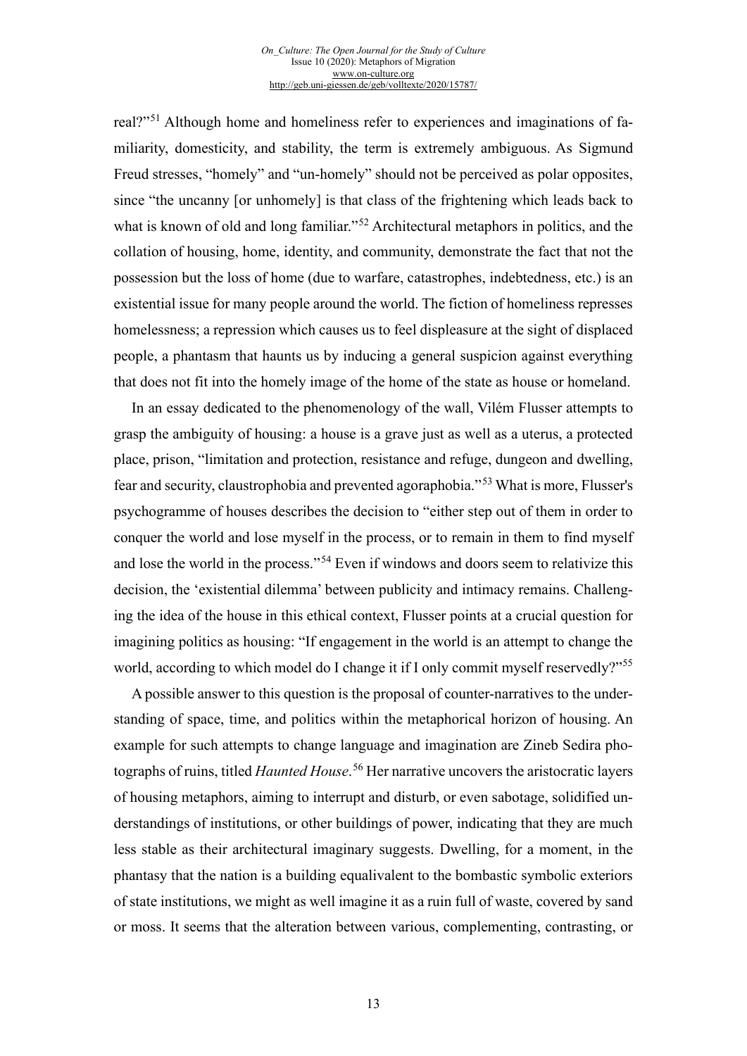real?"[51] Although home and homeliness refer to experiences and imaginations of familiarity, domesticity, and stability, the term is extremely ambiguous. As Sigmund Freud stresses, "homely" and "un-homely" should not be perceived as polar opposites, since "the uncanny [or unhomely] is that class of the frightening which leads back to what is known of old and long familiar."[52] Architectural metaphors in politics, and the collation of housing, home, identity, and community, demonstrate the fact that not the possession but the loss of home (due to warfare, catastrophes, indebtedness, etc.) is an existential issue for many people around the world. The fiction of homeliness represses homelessness; a repression which causes us to feel displeasure at the sight of displaced people, a phantasm that haunts us by inducing a general suspicion against everything that does not fit into the homely image of the home of the state as house or homeland.

In an essay dedicated to the phenomenology of the wall, Vilém Flusser attempts to grasp the ambiguity of housing: a house is a grave just as well as a uterus, a protected place, prison, "limitation and protection, resistance and refuge, dungeon and dwelling, fear and security, claustrophobia and prevented agoraphobia."[53] What is more, Flusser's psychogramme of houses describes the decision to "either step out of them in order to conquer the world and lose myself in the process, or to remain in them to find myself and lose the world in the process."[54] Even if windows and doors seem to relativize this decision, the 'existential dilemma' between publicity and intimacy remains. Challenging the idea of the house in this ethical context, Flusser points at a crucial question for imagining politics as housing: "If engagement in the world is an attempt to change the world, according to which model do I change it if I only commit myself reservedly?"[55]

A possible answer to this question is the proposal of counter-narratives to the understanding of space, time, and politics within the metaphorical horizon of housing. An example for such attempts to change language and imagination are Zineb Sedira photographs of ruins, titled *Haunted House*.[56] Her narrative uncovers the aristocratic layers of housing metaphors, aiming to interrupt and disturb, or even sabotage, solidified understandings of institutions, or other buildings of power, indicating that they are much less stable as their architectural imaginary suggests. Dwelling, for a moment, in the phantasy that the nation is a building equivalent to the bombastic symbolic exteriors of state institutions, we might as well imagine it as a ruin full of waste, covered by sand or moss. It seems that the alteration between various, complementing, contrasting, or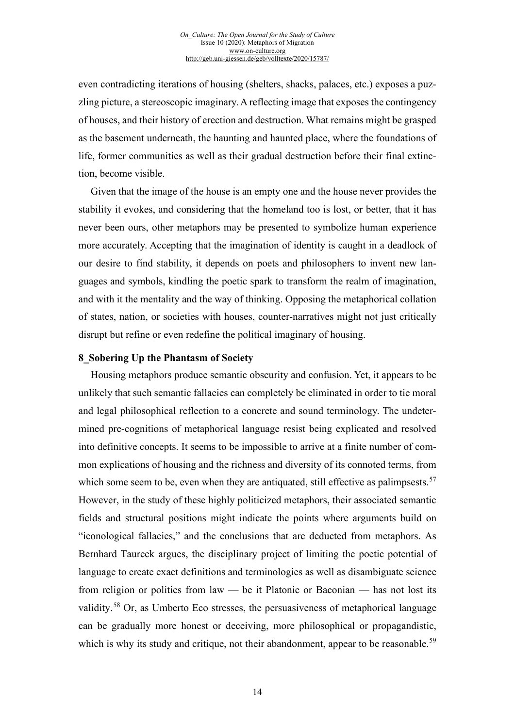even contradicting iterations of housing (shelters, shacks, palaces, etc.) exposes a puzzling picture, a stereoscopic imaginary. A reflecting image that exposes the contingency of houses, and their history of erection and destruction. What remains might be grasped as the basement underneath, the haunting and haunted place, where the foundations of life, former communities as well as their gradual destruction before their final extinction, become visible.

Given that the image of the house is an empty one and the house never provides the stability it evokes, and considering that the homeland too is lost, or better, that it has never been ours, other metaphors may be presented to symbolize human experience more accurately. Accepting that the imagination of identity is caught in a deadlock of our desire to find stability, it depends on poets and philosophers to invent new languages and symbols, kindling the poetic spark to transform the realm of imagination, and with it the mentality and the way of thinking. Opposing the metaphorical collation of states, nation, or societies with houses, counter-narratives might not just critically disrupt but refine or even redefine the political imaginary of housing.

## 8_Sobering Up the Phantasm of Society

Housing metaphors produce semantic obscurity and confusion. Yet, it appears to be unlikely that such semantic fallacies can completely be eliminated in order to tie moral and legal philosophical reflection to a concrete and sound terminology. The undetermined pre-cognitions of metaphorical language resist being explicated and resolved into definitive concepts. It seems to be impossible to arrive at a finite number of common explications of housing and the richness and diversity of its connoted terms, from which some seem to be, even when they are antiquated, still effective as palimpsests.[57] However, in the study of these highly politicized metaphors, their associated semantic fields and structural positions might indicate the points where arguments build on "iconological fallacies," and the conclusions that are deducted from metaphors. As Bernhard Taureck argues, the disciplinary project of limiting the poetic potential of language to create exact definitions and terminologies as well as disambiguate science from religion or politics from law — be it Platonic or Baconian — has not lost its validity.[58] Or, as Umberto Eco stresses, the persuasiveness of metaphorical language can be gradually more honest or deceiving, more philosophical or propagandistic, which is why its study and critique, not their abandonment, appear to be reasonable.[59]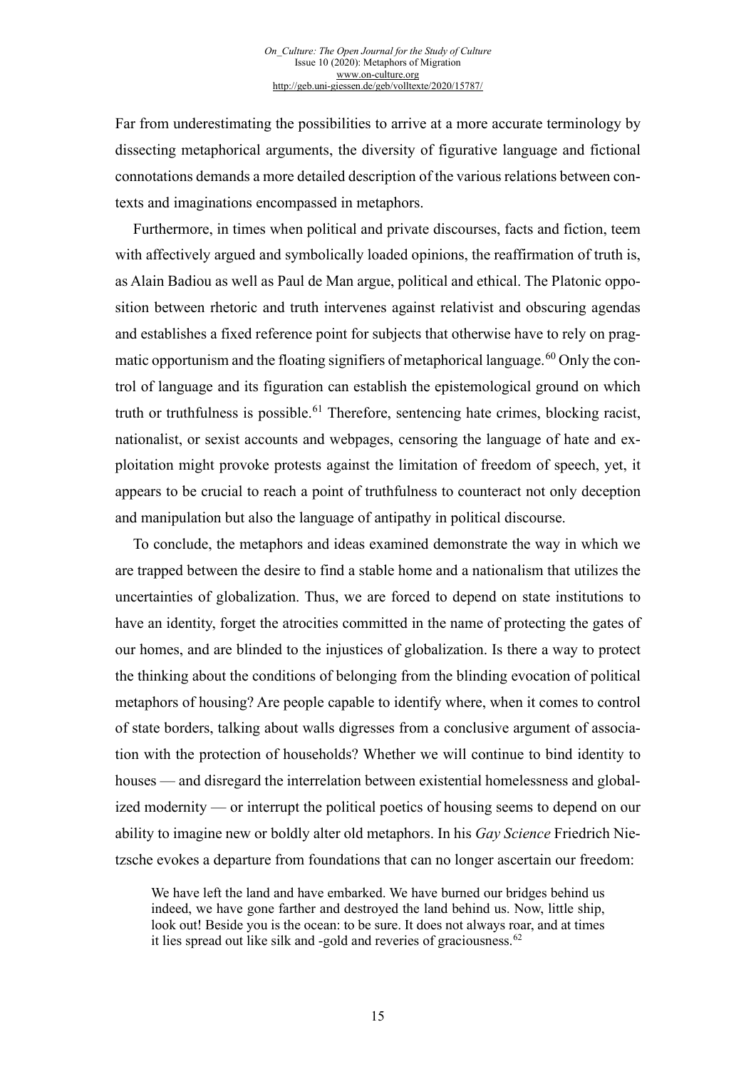Far from underestimating the possibilities to arrive at a more accurate terminology by dissecting metaphorical arguments, the diversity of figurative language and fictional connotations demands a more detailed description of the various relations between contexts and imaginations encompassed in metaphors.

Furthermore, in times when political and private discourses, facts and fiction, teem with affectively argued and symbolically loaded opinions, the reaffirmation of truth is, as Alain Badiou as well as Paul de Man argue, political and ethical. The Platonic opposition between rhetoric and truth intervenes against relativist and obscuring agendas and establishes a fixed reference point for subjects that otherwise have to rely on pragmatic opportunism and the floating signifiers of metaphorical language.[60] Only the control of language and its figuration can establish the epistemological ground on which truth or truthfulness is possible.[61] Therefore, sentencing hate crimes, blocking racist, nationalist, or sexist accounts and webpages, censoring the language of hate and exploitation might provoke protests against the limitation of freedom of speech, yet, it appears to be crucial to reach a point of truthfulness to counteract not only deception and manipulation but also the language of antipathy in political discourse.

To conclude, the metaphors and ideas examined demonstrate the way in which we are trapped between the desire to find a stable home and a nationalism that utilizes the uncertainties of globalization. Thus, we are forced to depend on state institutions to have an identity, forget the atrocities committed in the name of protecting the gates of our homes, and are blinded to the injustices of globalization. Is there a way to protect the thinking about the conditions of belonging from the blinding evocation of political metaphors of housing? Are people capable to identify where, when it comes to control of state borders, talking about walls digresses from a conclusive argument of association with the protection of households? Whether we will continue to bind identity to houses — and disregard the interrelation between existential homelessness and globalized modernity — or interrupt the political poetics of housing seems to depend on our ability to imagine new or boldly alter old metaphors. In his *Gay Science* Friedrich Nietzsche evokes a departure from foundations that can no longer ascertain our freedom:

> We have left the land and have embarked. We have burned our bridges behind us indeed, we have gone farther and destroyed the land behind us. Now, little ship, look out! Beside you is the ocean: to be sure. It does not always roar, and at times it lies spread out like silk and -gold and reveries of graciousness.[62]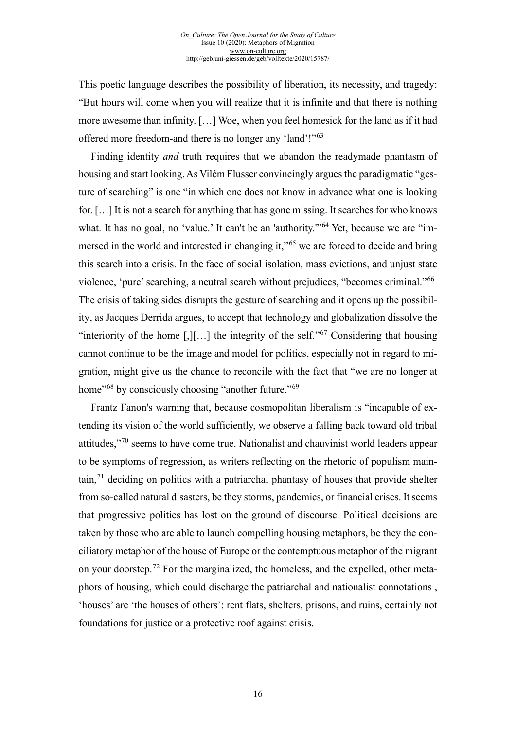This poetic language describes the possibility of liberation, its necessity, and tragedy: "But hours will come when you will realize that it is infinite and that there is nothing more awesome than infinity. […] Woe, when you feel homesick for the land as if it had offered more freedom-and there is no longer any 'land'!"[63]

Finding identity *and* truth requires that we abandon the readymade phantasm of housing and start looking. As Vilém Flusser convincingly argues the paradigmatic "gesture of searching" is one "in which one does not know in advance what one is looking for. […] It is not a search for anything that has gone missing. It searches for who knows what. It has no goal, no 'value.' It can't be an 'authority.'"[64] Yet, because we are "immersed in the world and interested in changing it,"[65] we are forced to decide and bring this search into a crisis. In the face of social isolation, mass evictions, and unjust state violence, 'pure' searching, a neutral search without prejudices, "becomes criminal."[66] The crisis of taking sides disrupts the gesture of searching and it opens up the possibility, as Jacques Derrida argues, to accept that technology and globalization dissolve the "interiority of the home [,][…] the integrity of the self."[67] Considering that housing cannot continue to be the image and model for politics, especially not in regard to migration, might give us the chance to reconcile with the fact that "we are no longer at home"[68] by consciously choosing "another future."[69]

Frantz Fanon's warning that, because cosmopolitan liberalism is "incapable of extending its vision of the world sufficiently, we observe a falling back toward old tribal attitudes,"[70] seems to have come true. Nationalist and chauvinist world leaders appear to be symptoms of regression, as writers reflecting on the rhetoric of populism maintain,[71] deciding on politics with a patriarchal phantasy of houses that provide shelter from so-called natural disasters, be they storms, pandemics, or financial crises. It seems that progressive politics has lost on the ground of discourse. Political decisions are taken by those who are able to launch compelling housing metaphors, be they the conciliatory metaphor of the house of Europe or the contemptuous metaphor of the migrant on your doorstep.[72] For the marginalized, the homeless, and the expelled, other metaphors of housing, which could discharge the patriarchal and nationalist connotations , 'houses' are 'the houses of others': rent flats, shelters, prisons, and ruins, certainly not foundations for justice or a protective roof against crisis.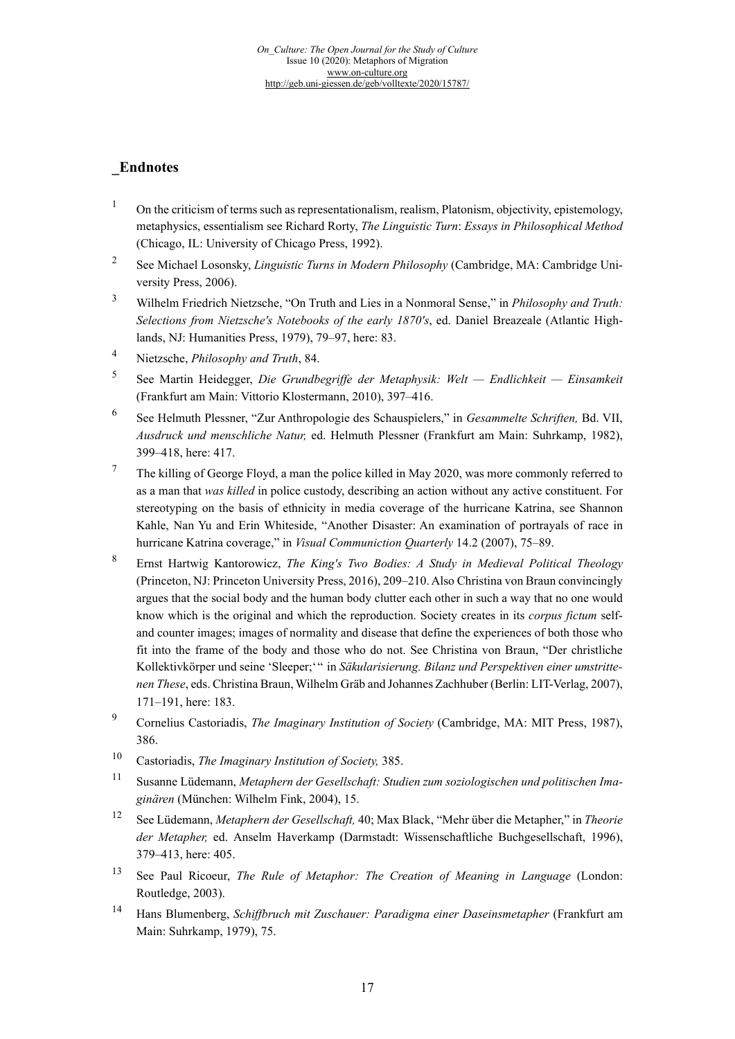## _Endnotes

1. On the criticism of terms such as representationalism, realism, Platonism, objectivity, epistemology, metaphysics, essentialism see Richard Rorty, *The Linguistic Turn*: *Essays in Philosophical Method* (Chicago, IL: University of Chicago Press, 1992).

2. See Michael Losonsky, *Linguistic Turns in Modern Philosophy* (Cambridge, MA: Cambridge University Press, 2006).

3. Wilhelm Friedrich Nietzsche, "On Truth and Lies in a Nonmoral Sense," in *Philosophy and Truth: Selections from Nietzsche's Notebooks of the early 1870's*, ed. Daniel Breazeale (Atlantic Highlands, NJ: Humanities Press, 1979), 79–97, here: 83.

4. Nietzsche, *Philosophy and Truth*, 84.

5. See Martin Heidegger, *Die Grundbegriffe der Metaphysik: Welt — Endlichkeit — Einsamkeit* (Frankfurt am Main: Vittorio Klostermann, 2010), 397–416.

6. See Helmuth Plessner, "Zur Anthropologie des Schauspielers," in *Gesammelte Schriften,* Bd. VII, *Ausdruck und menschliche Natur,* ed. Helmuth Plessner (Frankfurt am Main: Suhrkamp, 1982), 399–418, here: 417.

7. The killing of George Floyd, a man the police killed in May 2020, was more commonly referred to as a man that *was killed* in police custody, describing an action without any active constituent. For stereotyping on the basis of ethnicity in media coverage of the hurricane Katrina, see Shannon Kahle, Nan Yu and Erin Whiteside, "Another Disaster: An examination of portrayals of race in hurricane Katrina coverage," in *Visual Communiction Quarterly* 14.2 (2007), 75–89.

8. Ernst Hartwig Kantorowicz, *The King's Two Bodies: A Study in Medieval Political Theology* (Princeton, NJ: Princeton University Press, 2016), 209–210. Also Christina von Braun convincingly argues that the social body and the human body clutter each other in such a way that no one would know which is the original and which the reproduction. Society creates in its *corpus fictum* self- and counter images; images of normality and disease that define the experiences of both those who fit into the frame of the body and those who do not. See Christina von Braun, "Der christliche Kollektivkörper und seine 'Sleeper;'" in *Säkularisierung. Bilanz und Perspektiven einer umstrittenen These*, eds. Christina Braun, Wilhelm Gräb and Johannes Zachhuber (Berlin: LIT-Verlag, 2007), 171–191, here: 183.

9. Cornelius Castoriadis, *The Imaginary Institution of Society* (Cambridge, MA: MIT Press, 1987), 386.

10. Castoriadis, *The Imaginary Institution of Society,* 385.

11. Susanne Lüdemann, *Metaphern der Gesellschaft: Studien zum soziologischen und politischen Imaginären* (München: Wilhelm Fink, 2004), 15.

12. See Lüdemann, *Metaphern der Gesellschaft,* 40; Max Black, "Mehr über die Metapher," in *Theorie der Metapher,* ed. Anselm Haverkamp (Darmstadt: Wissenschaftliche Buchgesellschaft, 1996), 379–413, here: 405.

13. See Paul Ricoeur, *The Rule of Metaphor: The Creation of Meaning in Language* (London: Routledge, 2003).

14. Hans Blumenberg, *Schiffbruch mit Zuschauer: Paradigma einer Daseinsmetapher* (Frankfurt am Main: Suhrkamp, 1979), 75.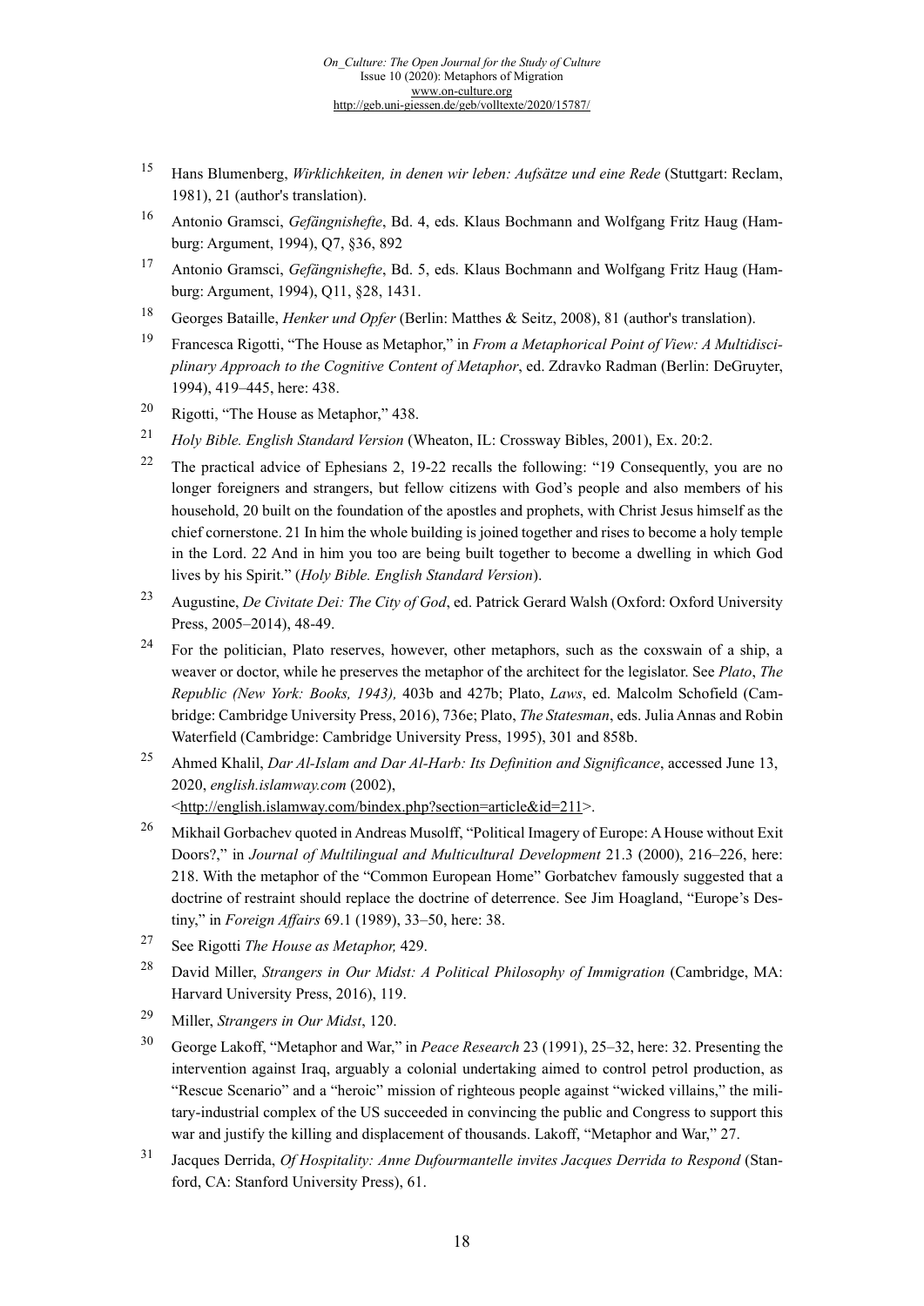15 Hans Blumenberg, *Wirklichkeiten, in denen wir leben: Aufsätze und eine Rede* (Stuttgart: Reclam, 1981), 21 (author's translation).

16 Antonio Gramsci, *Gefängnishefte*, Bd. 4, eds. Klaus Bochmann and Wolfgang Fritz Haug (Hamburg: Argument, 1994), Q7, §36, 892

17 Antonio Gramsci, *Gefängnishefte*, Bd. 5, eds. Klaus Bochmann and Wolfgang Fritz Haug (Hamburg: Argument, 1994), Q11, §28, 1431.

18 Georges Bataille, *Henker und Opfer* (Berlin: Matthes & Seitz, 2008), 81 (author's translation).

19 Francesca Rigotti, "The House as Metaphor," in *From a Metaphorical Point of View: A Multidisciplinary Approach to the Cognitive Content of Metaphor*, ed. Zdravko Radman (Berlin: DeGruyter, 1994), 419–445, here: 438.

20 Rigotti, "The House as Metaphor," 438.

21 *Holy Bible. English Standard Version* (Wheaton, IL: Crossway Bibles, 2001), Ex. 20:2.

22 The practical advice of Ephesians 2, 19-22 recalls the following: "19 Consequently, you are no longer foreigners and strangers, but fellow citizens with God's people and also members of his household, 20 built on the foundation of the apostles and prophets, with Christ Jesus himself as the chief cornerstone. 21 In him the whole building is joined together and rises to become a holy temple in the Lord. 22 And in him you too are being built together to become a dwelling in which God lives by his Spirit." (*Holy Bible. English Standard Version*).

23 Augustine, *De Civitate Dei: The City of God*, ed. Patrick Gerard Walsh (Oxford: Oxford University Press, 2005–2014), 48-49.

24 For the politician, Plato reserves, however, other metaphors, such as the coxswain of a ship, a weaver or doctor, while he preserves the metaphor of the architect for the legislator. See *Plato*, *The Republic (New York: Books, 1943),* 403b and 427b; Plato, *Laws*, ed. Malcolm Schofield (Cambridge: Cambridge University Press, 2016), 736e; Plato, *The Statesman*, eds. Julia Annas and Robin Waterfield (Cambridge: Cambridge University Press, 1995), 301 and 858b.

25 Ahmed Khalil, *Dar Al-Islam and Dar Al-Harb: Its Definition and Significance*, accessed June 13, 2020, *english.islamway.com* (2002), <http://english.islamway.com/bindex.php?section=article&id=211>.

26 Mikhail Gorbachev quoted in Andreas Musolff, "Political Imagery of Europe: A House without Exit Doors?," in *Journal of Multilingual and Multicultural Development* 21.3 (2000), 216–226, here: 218. With the metaphor of the "Common European Home" Gorbatchev famously suggested that a doctrine of restraint should replace the doctrine of deterrence. See Jim Hoagland, "Europe's Destiny," in *Foreign Affairs* 69.1 (1989), 33–50, here: 38.

27 See Rigotti *The House as Metaphor,* 429.

28 David Miller, *Strangers in Our Midst: A Political Philosophy of Immigration* (Cambridge, MA: Harvard University Press, 2016), 119.

29 Miller, *Strangers in Our Midst*, 120.

30 George Lakoff, "Metaphor and War," in *Peace Research* 23 (1991), 25–32, here: 32. Presenting the intervention against Iraq, arguably a colonial undertaking aimed to control petrol production, as "Rescue Scenario" and a "heroic" mission of righteous people against "wicked villains," the military-industrial complex of the US succeeded in convincing the public and Congress to support this war and justify the killing and displacement of thousands. Lakoff, "Metaphor and War," 27.

31 Jacques Derrida, *Of Hospitality: Anne Dufourmantelle invites Jacques Derrida to Respond* (Stanford, CA: Stanford University Press), 61.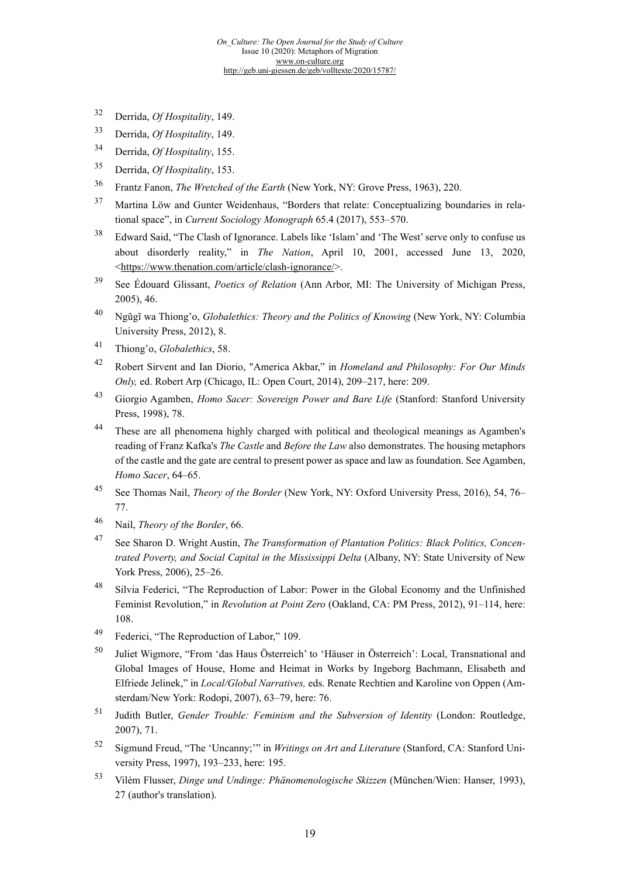32 Derrida, *Of Hospitality*, 149.

33 Derrida, *Of Hospitality*, 149.

34 Derrida, *Of Hospitality*, 155.

35 Derrida, *Of Hospitality*, 153.

36 Frantz Fanon, *The Wretched of the Earth* (New York, NY: Grove Press, 1963), 220.

37 Martina Löw and Gunter Weidenhaus, "Borders that relate: Conceptualizing boundaries in relational space", in *Current Sociology Monograph* 65.4 (2017), 553–570.

38 Edward Said, "The Clash of Ignorance. Labels like 'Islam' and 'The West' serve only to confuse us about disorderly reality," in *The Nation*, April 10, 2001, accessed June 13, 2020, <https://www.thenation.com/article/clash-ignorance/>.

39 See Édouard Glissant, *Poetics of Relation* (Ann Arbor, MI: The University of Michigan Press, 2005), 46.

40 Ngũgĩ wa Thiong'o, *Globalethics: Theory and the Politics of Knowing* (New York, NY: Columbia University Press, 2012), 8.

41 Thiong'o, *Globalethics*, 58.

42 Robert Sirvent and Ian Diorio, "America Akbar," in *Homeland and Philosophy: For Our Minds Only,* ed. Robert Arp (Chicago, IL: Open Court, 2014), 209–217, here: 209.

43 Giorgio Agamben, *Homo Sacer: Sovereign Power and Bare Life* (Stanford: Stanford University Press, 1998), 78.

44 These are all phenomena highly charged with political and theological meanings as Agamben's reading of Franz Kafka's *The Castle* and *Before the Law* also demonstrates. The housing metaphors of the castle and the gate are central to present power as space and law as foundation. See Agamben, *Homo Sacer*, 64–65.

45 See Thomas Nail, *Theory of the Border* (New York, NY: Oxford University Press, 2016), 54, 76–77.

46 Nail, *Theory of the Border*, 66.

47 See Sharon D. Wright Austin, *The Transformation of Plantation Politics: Black Politics, Concentrated Poverty, and Social Capital in the Mississippi Delta* (Albany, NY: State University of New York Press, 2006), 25–26.

48 Silvia Federici, "The Reproduction of Labor: Power in the Global Economy and the Unfinished Feminist Revolution," in *Revolution at Point Zero* (Oakland, CA: PM Press, 2012), 91–114, here: 108.

49 Federici, "The Reproduction of Labor," 109.

50 Juliet Wigmore, "From 'das Haus Österreich' to 'Häuser in Österreich': Local, Transnational and Global Images of House, Home and Heimat in Works by Ingeborg Bachmann, Elisabeth and Elfriede Jelinek," in *Local/Global Narratives,* eds. Renate Rechtien and Karoline von Oppen (Amsterdam/New York: Rodopi, 2007), 63–79, here: 76.

51 Judith Butler, *Gender Trouble: Feminism and the Subversion of Identity* (London: Routledge, 2007), 71.

52 Sigmund Freud, "The 'Uncanny;'" in *Writings on Art and Literature* (Stanford, CA: Stanford University Press, 1997), 193–233, here: 195.

53 Vilém Flusser, *Dinge und Undinge: Phänomenologische Skizzen* (München/Wien: Hanser, 1993), 27 (author's translation).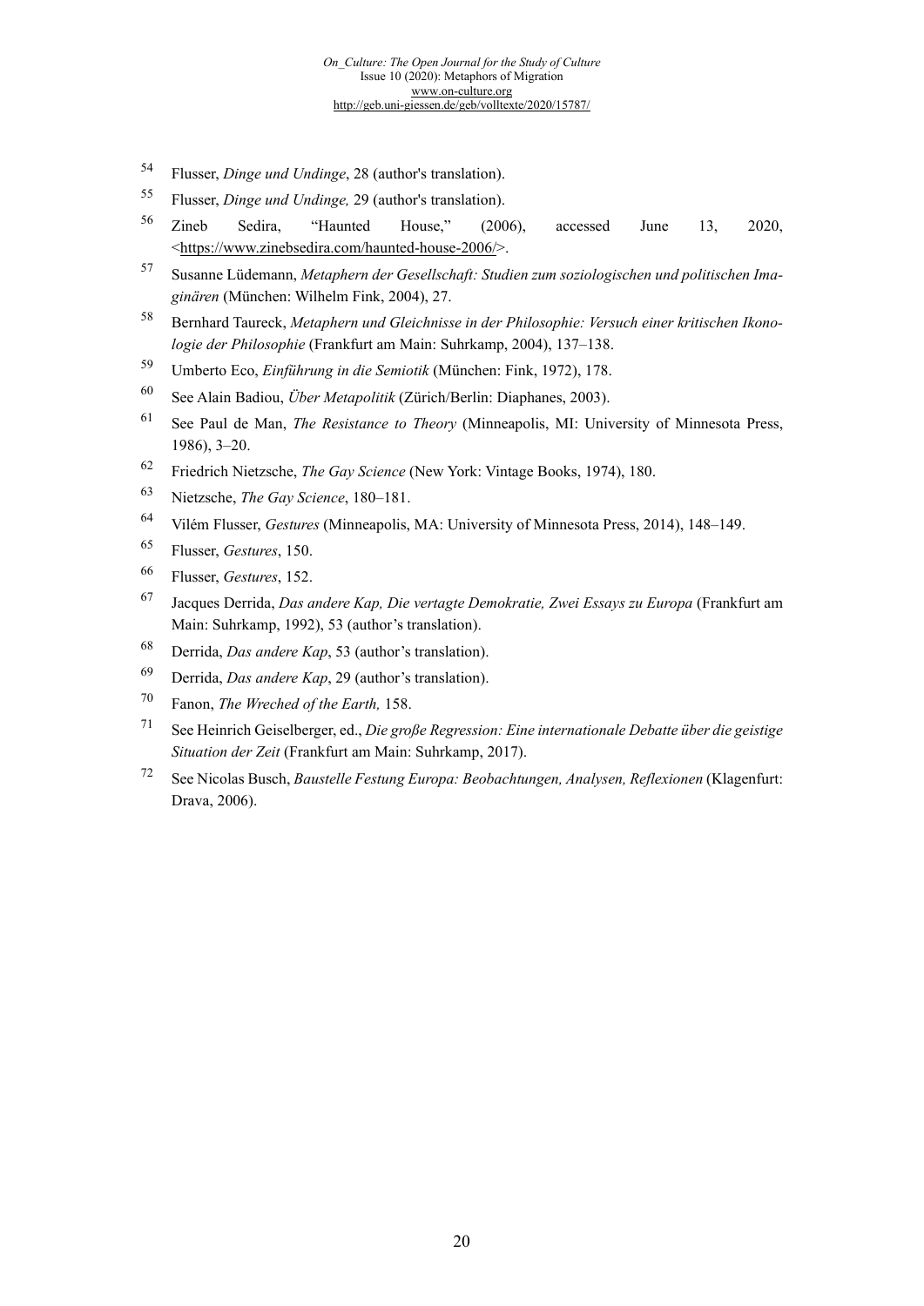54 Flusser, *Dinge und Undinge*, 28 (author's translation).

55 Flusser, *Dinge und Undinge,* 29 (author's translation).

56 Zineb Sedira, "Haunted House," (2006), accessed June 13, 2020, <https://www.zinebsedira.com/haunted-house-2006/>.

57 Susanne Lüdemann, *Metaphern der Gesellschaft: Studien zum soziologischen und politischen Imaginären* (München: Wilhelm Fink, 2004), 27.

58 Bernhard Taureck, *Metaphern und Gleichnisse in der Philosophie: Versuch einer kritischen Ikonologie der Philosophie* (Frankfurt am Main: Suhrkamp, 2004), 137–138.

59 Umberto Eco, *Einführung in die Semiotik* (München: Fink, 1972), 178.

60 See Alain Badiou, *Über Metapolitik* (Zürich/Berlin: Diaphanes, 2003).

61 See Paul de Man, *The Resistance to Theory* (Minneapolis, MI: University of Minnesota Press, 1986), 3–20.

62 Friedrich Nietzsche, *The Gay Science* (New York: Vintage Books, 1974), 180.

63 Nietzsche, *The Gay Science*, 180–181.

64 Vilém Flusser, *Gestures* (Minneapolis, MA: University of Minnesota Press, 2014), 148–149.

65 Flusser, *Gestures*, 150.

66 Flusser, *Gestures*, 152.

67 Jacques Derrida, *Das andere Kap, Die vertagte Demokratie, Zwei Essays zu Europa* (Frankfurt am Main: Suhrkamp, 1992), 53 (author's translation).

68 Derrida, *Das andere Kap*, 53 (author's translation).

69 Derrida, *Das andere Kap*, 29 (author's translation).

70 Fanon, *The Wreched of the Earth,* 158.

71 See Heinrich Geiselberger, ed., *Die große Regression: Eine internationale Debatte über die geistige Situation der Zeit* (Frankfurt am Main: Suhrkamp, 2017).

72 See Nicolas Busch, *Baustelle Festung Europa: Beobachtungen, Analysen, Reflexionen* (Klagenfurt: Drava, 2006).